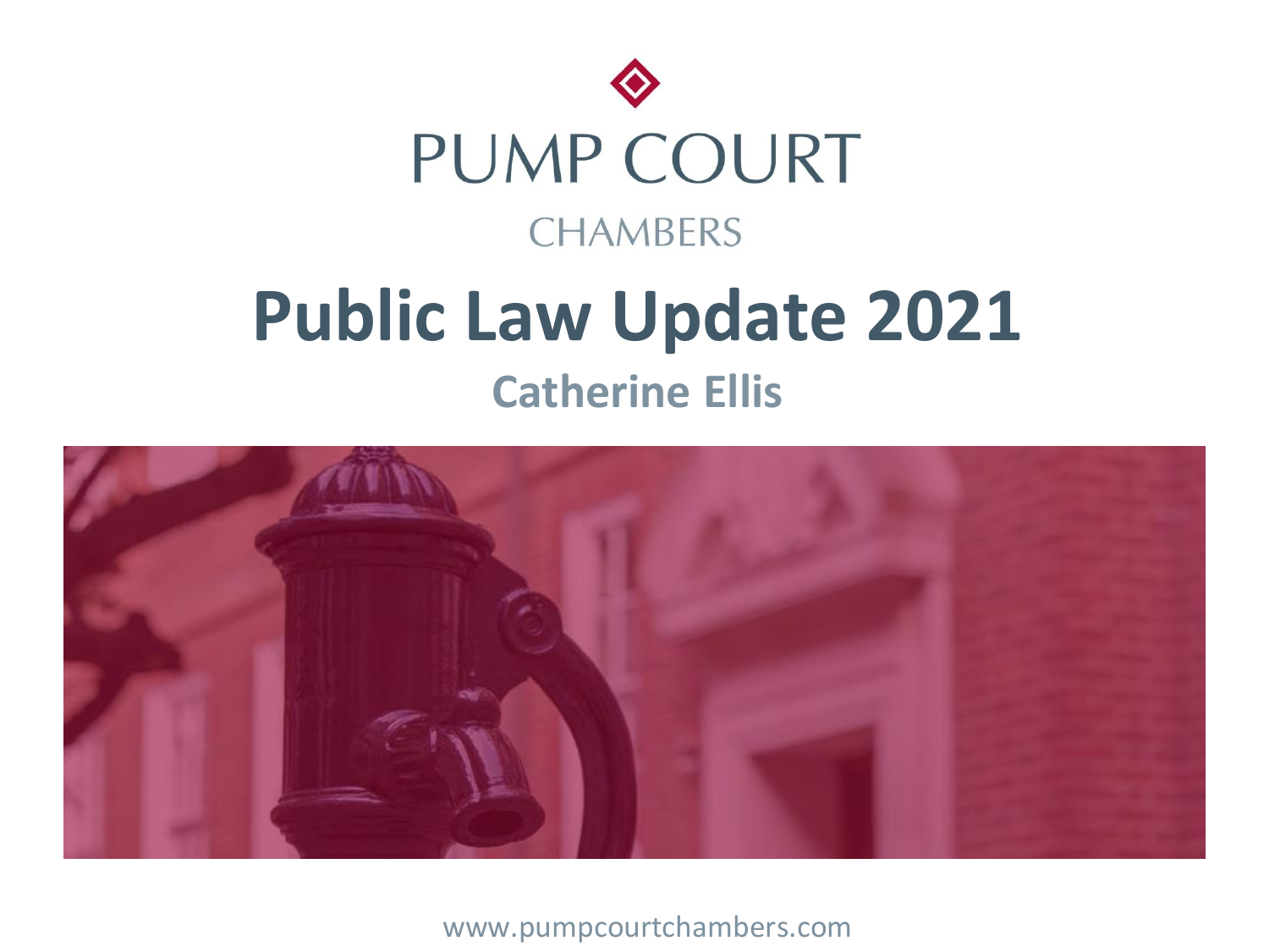PUMP COURT

CHAMBERS

# Public Law Update 2021

## Catherine Ellis

www.pumpcourtchambers.com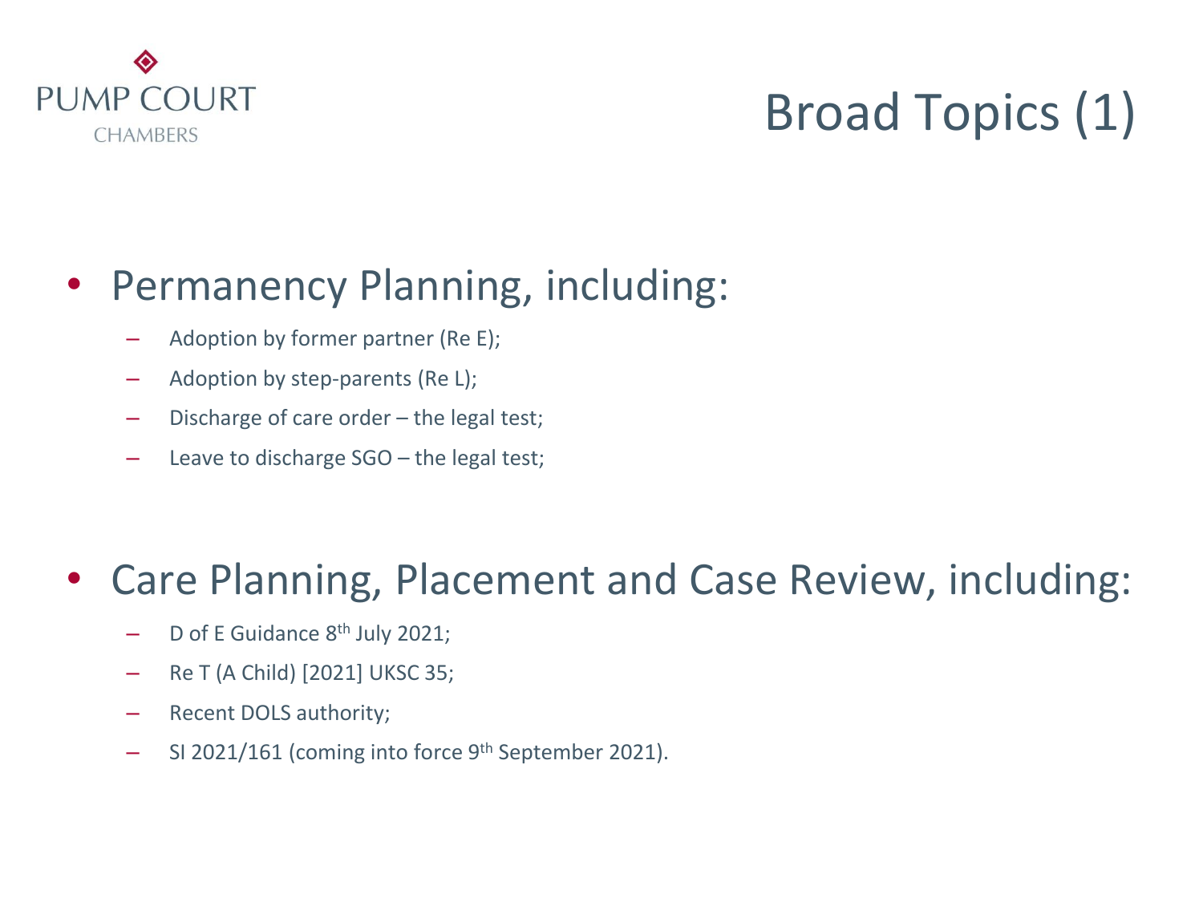# Broad Topics (1)

- Permanency Planning, including:
  - Adoption by former partner (Re E);
  - Adoption by step-parents (Re L);
  - Discharge of care order – the legal test;
  - Leave to discharge SGO – the legal test;

- Care Planning, Placement and Case Review, including:
  - D of E Guidance 8th July 2021;
  - Re T (A Child) [2021] UKSC 35;
  - Recent DOLS authority;
  - SI 2021/161 (coming into force 9th September 2021).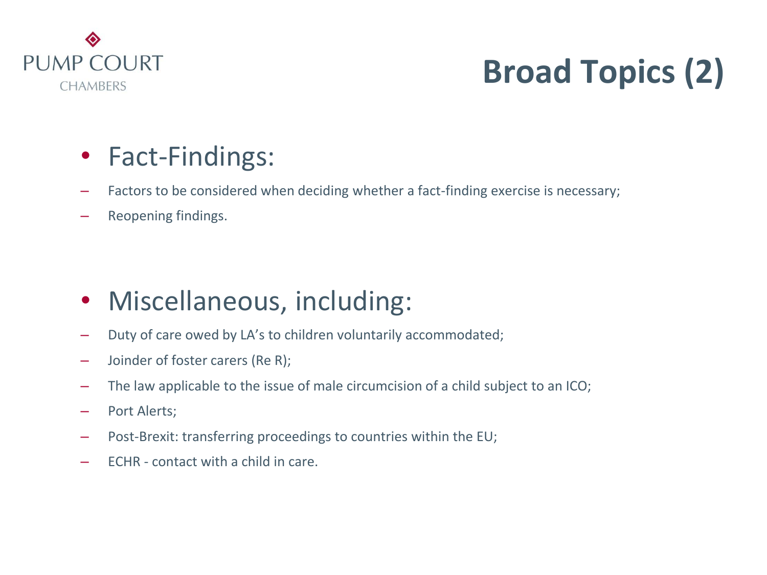# Broad Topics (2)

- **Fact-Findings:**
  - Factors to be considered when deciding whether a fact-finding exercise is necessary;
  - Reopening findings.

- **Miscellaneous, including:**
  - Duty of care owed by LA's to children voluntarily accommodated;
  - Joinder of foster carers (Re R);
  - The law applicable to the issue of male circumcision of a child subject to an ICO;
  - Port Alerts;
  - Post-Brexit: transferring proceedings to countries within the EU;
  - ECHR - contact with a child in care.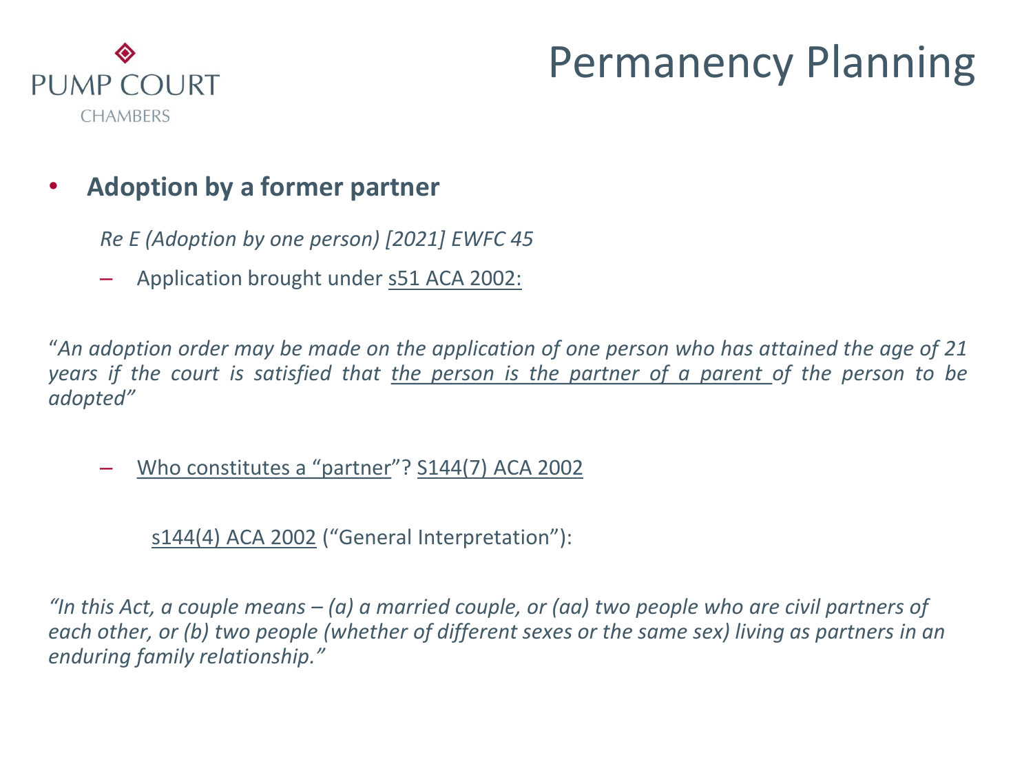# Permanency Planning

- **Adoption by a former partner**

  *Re E (Adoption by one person) [2021] EWFC 45*

  – Application brought under s51 ACA 2002:

"*An adoption order may be made on the application of one person who has attained the age of 21 years if the court is satisfied that the person is the partner of a parent of the person to be adopted"*

  – Who constitutes a "partner"? S144(7) ACA 2002

    s144(4) ACA 2002 ("General Interpretation"):

*"In this Act, a couple means – (a) a married couple, or (aa) two people who are civil partners of each other, or (b) two people (whether of different sexes or the same sex) living as partners in an enduring family relationship."*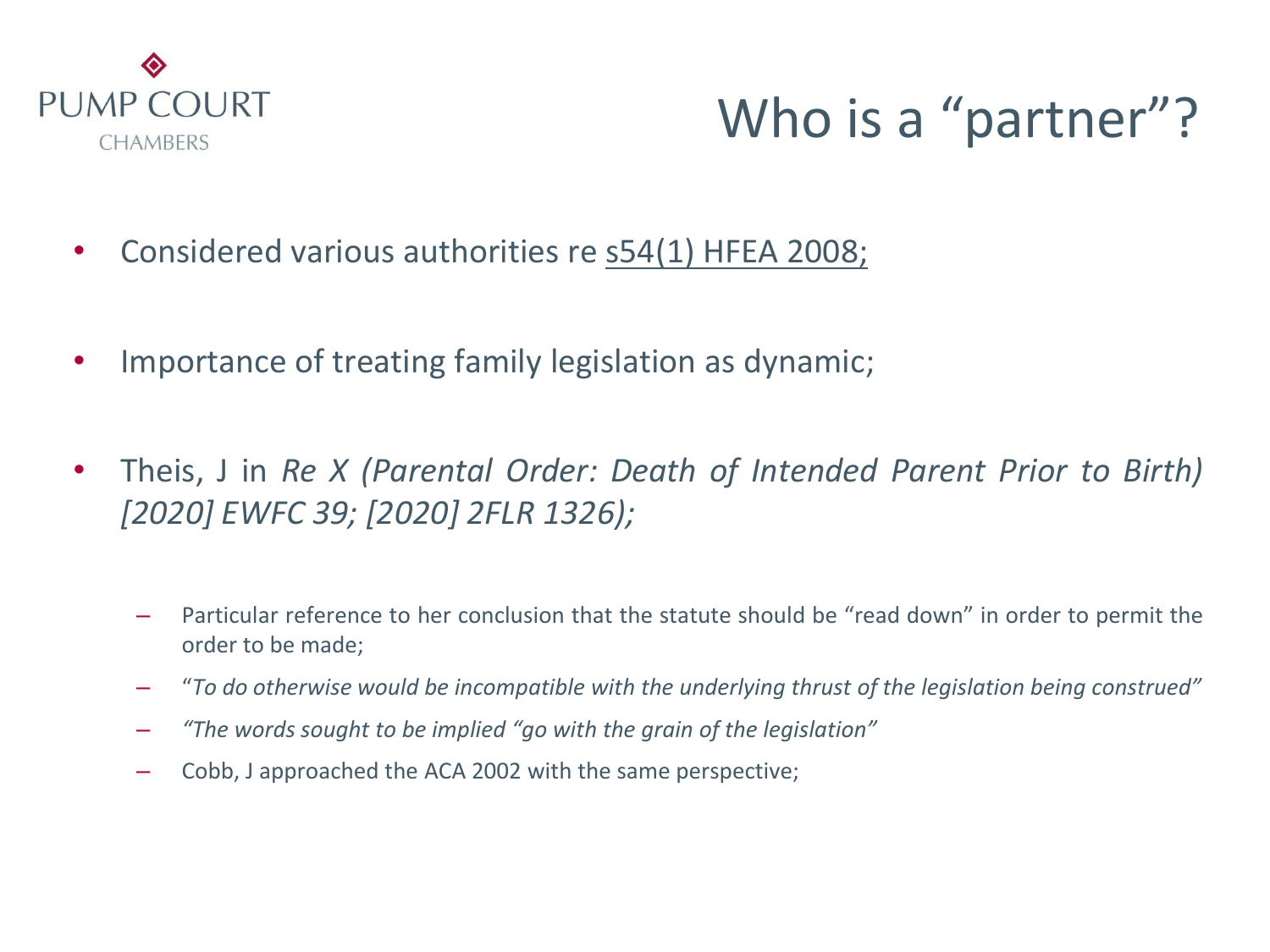# Who is a "partner"?

- Considered various authorities re s54(1) HFEA 2008;
- Importance of treating family legislation as dynamic;
- Theis, J in *Re X (Parental Order: Death of Intended Parent Prior to Birth) [2020] EWFC 39; [2020] 2FLR 1326);*
  - Particular reference to her conclusion that the statute should be "read down" in order to permit the order to be made;
  - "*To do otherwise would be incompatible with the underlying thrust of the legislation being construed"*
  - *"The words sought to be implied "go with the grain of the legislation"*
  - Cobb, J approached the ACA 2002 with the same perspective;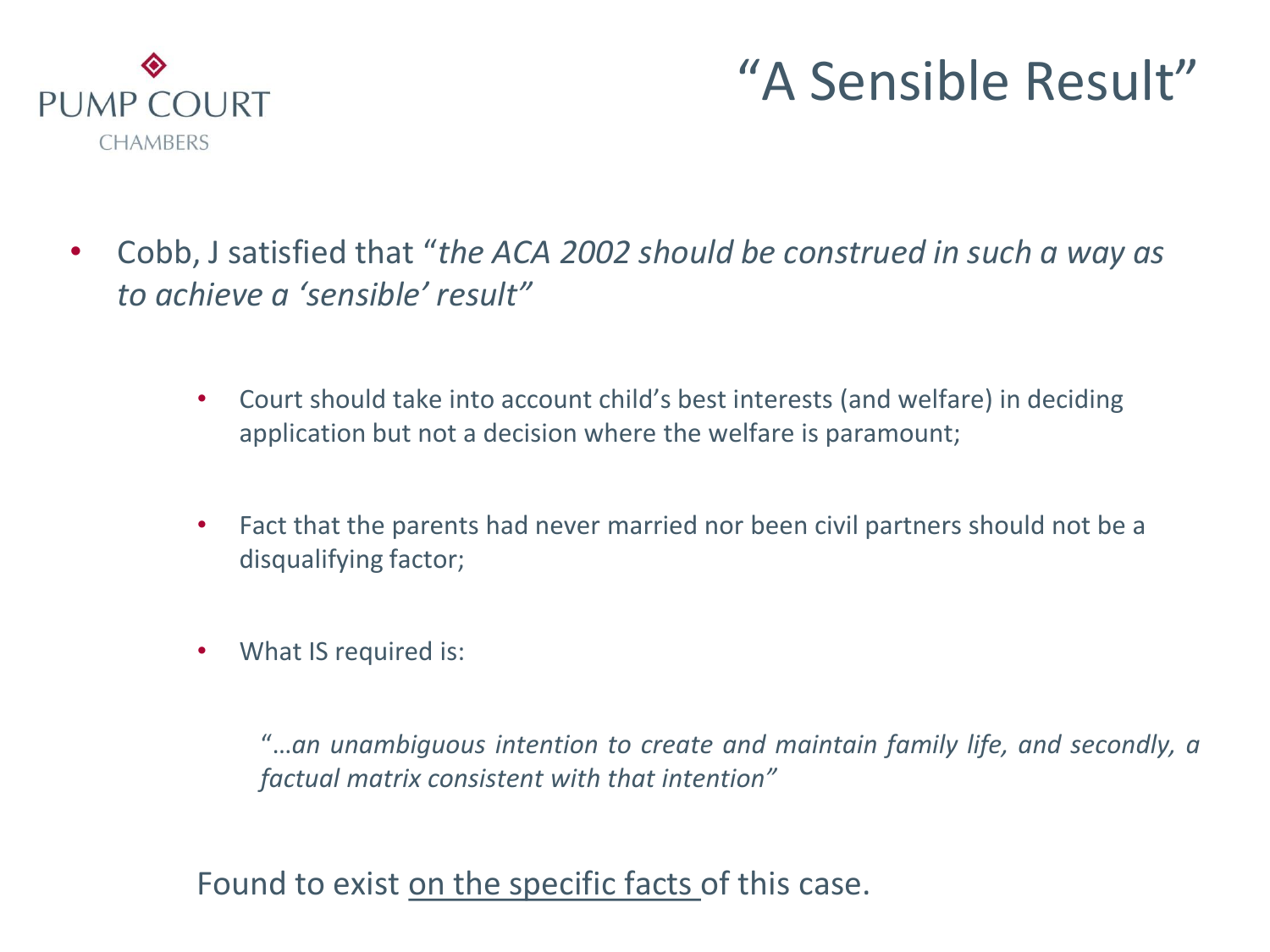# "A Sensible Result"

- Cobb, J satisfied that "*the ACA 2002 should be construed in such a way as to achieve a 'sensible' result*"

  - Court should take into account child's best interests (and welfare) in deciding application but not a decision where the welfare is paramount;

  - Fact that the parents had never married nor been civil partners should not be a disqualifying factor;

  - What IS required is:

    "*…an unambiguous intention to create and maintain family life, and secondly, a factual matrix consistent with that intention*"

Found to exist <u>on the specific facts</u> of this case.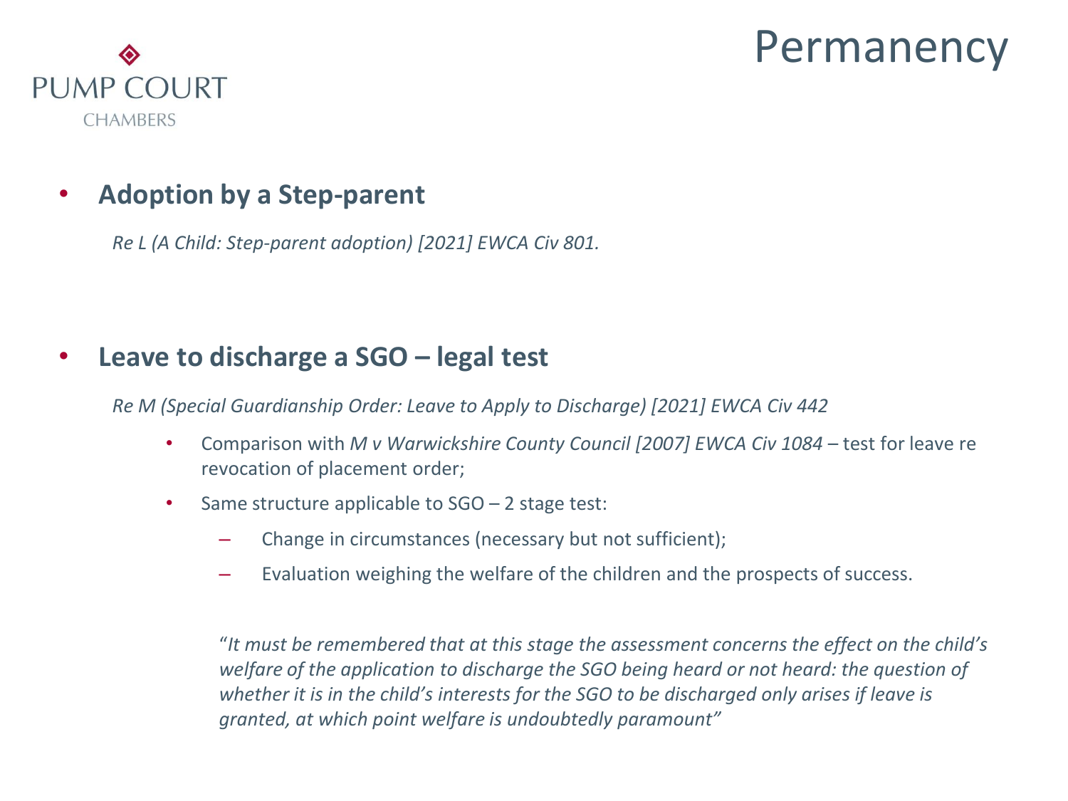# Permanency

- **Adoption by a Step-parent**

  *Re L (A Child: Step-parent adoption) [2021] EWCA Civ 801.*

- **Leave to discharge a SGO – legal test**

  *Re M (Special Guardianship Order: Leave to Apply to Discharge) [2021] EWCA Civ 442*

  - Comparison with *M v Warwickshire County Council [2007] EWCA Civ 1084* – test for leave re revocation of placement order;
  - Same structure applicable to SGO – 2 stage test:
    - Change in circumstances (necessary but not sufficient);
    - Evaluation weighing the welfare of the children and the prospects of success.

  "*It must be remembered that at this stage the assessment concerns the effect on the child's welfare of the application to discharge the SGO being heard or not heard: the question of whether it is in the child's interests for the SGO to be discharged only arises if leave is granted, at which point welfare is undoubtedly paramount"*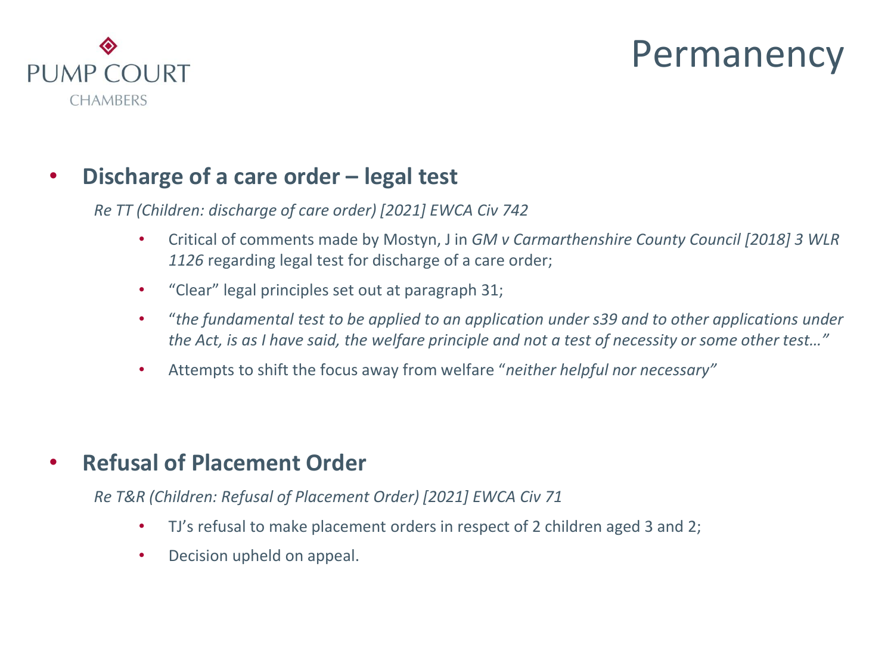# Permanency

- **Discharge of a care order – legal test**

  *Re TT (Children: discharge of care order) [2021] EWCA Civ 742*

  - Critical of comments made by Mostyn, J in *GM v Carmarthenshire County Council [2018] 3 WLR 1126* regarding legal test for discharge of a care order;
  - "Clear" legal principles set out at paragraph 31;
  - "*the fundamental test to be applied to an application under s39 and to other applications under the Act, is as I have said, the welfare principle and not a test of necessity or some other test…"*
  - Attempts to shift the focus away from welfare "*neither helpful nor necessary"*

- **Refusal of Placement Order**

  *Re T&R (Children: Refusal of Placement Order) [2021] EWCA Civ 71*

  - TJ's refusal to make placement orders in respect of 2 children aged 3 and 2;
  - Decision upheld on appeal.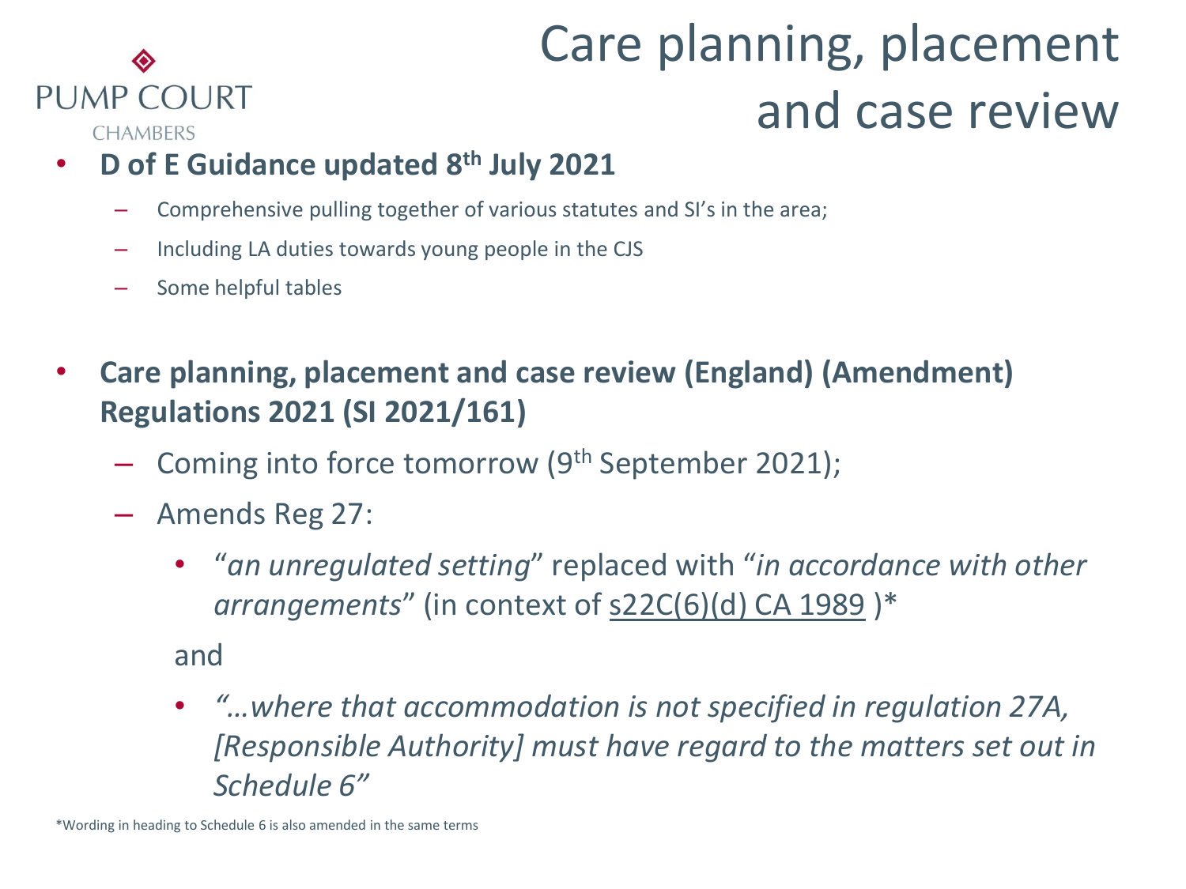# Care planning, placement and case review

- **D of E Guidance updated 8th July 2021**
  - Comprehensive pulling together of various statutes and SI's in the area;
  - Including LA duties towards young people in the CJS
  - Some helpful tables

- **Care planning, placement and case review (England) (Amendment) Regulations 2021 (SI 2021/161)**
  - Coming into force tomorrow (9th September 2021);
  - Amends Reg 27:
    - "*an unregulated setting*" replaced with "*in accordance with other arrangements*" (in context of s22C(6)(d) CA 1989 )*

    and

    - *"…where that accommodation is not specified in regulation 27A, [Responsible Authority] must have regard to the matters set out in Schedule 6"*

*Wording in heading to Schedule 6 is also amended in the same terms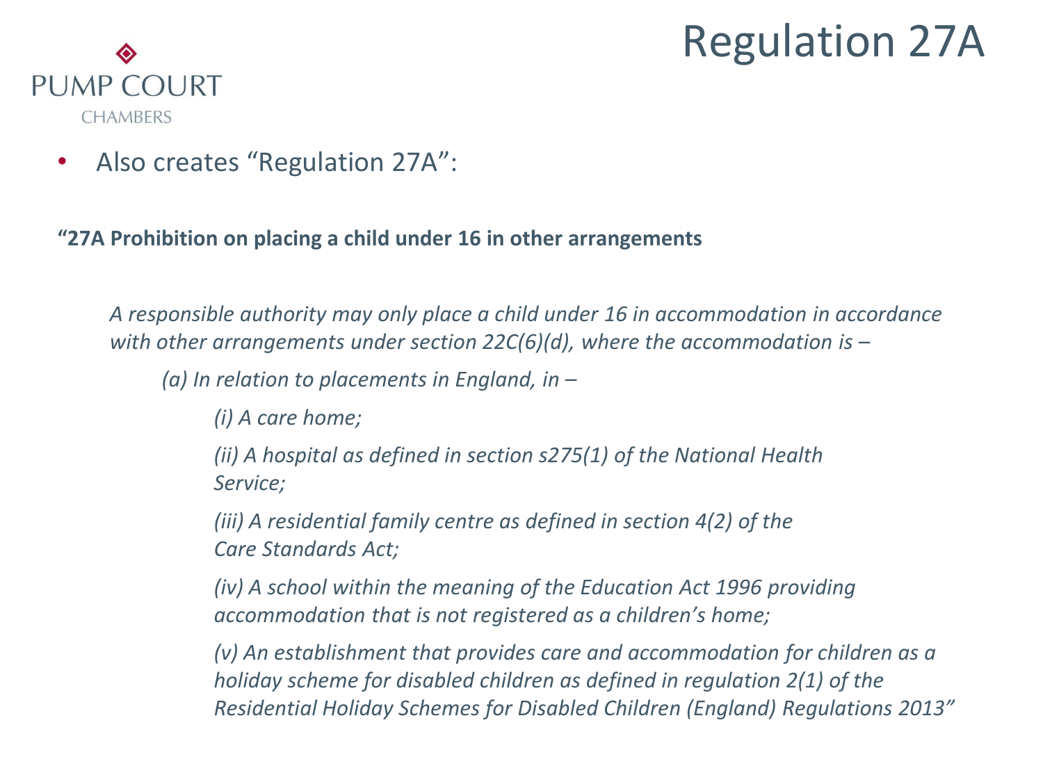# Regulation 27A

- Also creates "Regulation 27A":

**"27A Prohibition on placing a child under 16 in other arrangements**

*A responsible authority may only place a child under 16 in accommodation in accordance with other arrangements under section 22C(6)(d), where the accommodation is –*

*(a) In relation to placements in England, in –*

*(i) A care home;*

*(ii) A hospital as defined in section s275(1) of the National Health Service;*

*(iii) A residential family centre as defined in section 4(2) of the Care Standards Act;*

*(iv) A school within the meaning of the Education Act 1996 providing accommodation that is not registered as a children's home;*

*(v) An establishment that provides care and accommodation for children as a holiday scheme for disabled children as defined in regulation 2(1) of the Residential Holiday Schemes for Disabled Children (England) Regulations 2013"*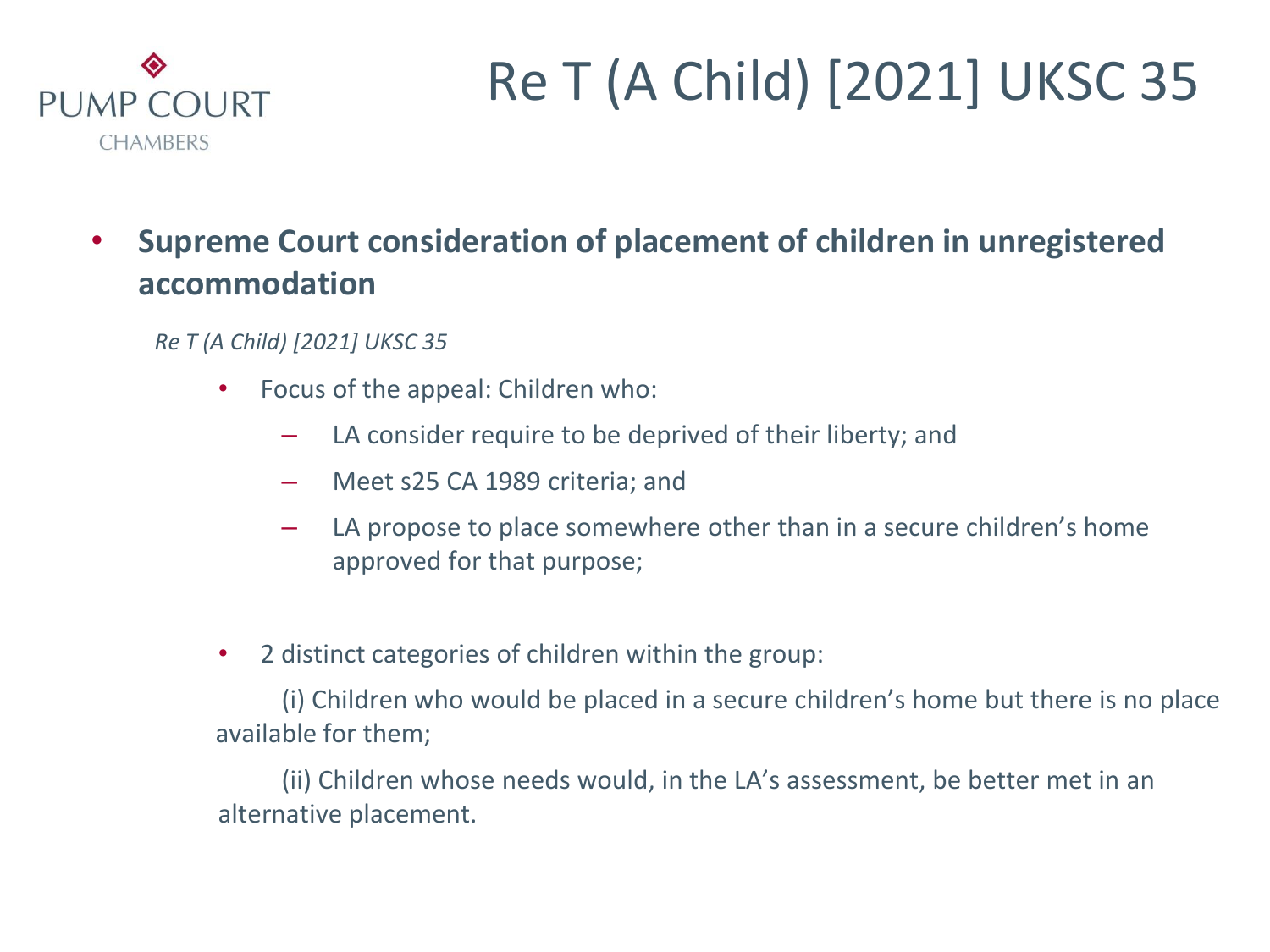# Re T (A Child) [2021] UKSC 35

- **Supreme Court consideration of placement of children in unregistered accommodation**

  *Re T (A Child) [2021] UKSC 35*

  - Focus of the appeal: Children who:
    - LA consider require to be deprived of their liberty; and
    - Meet s25 CA 1989 criteria; and
    - LA propose to place somewhere other than in a secure children's home approved for that purpose;

  - 2 distinct categories of children within the group:

    (i) Children who would be placed in a secure children's home but there is no place available for them;

    (ii) Children whose needs would, in the LA's assessment, be better met in an alternative placement.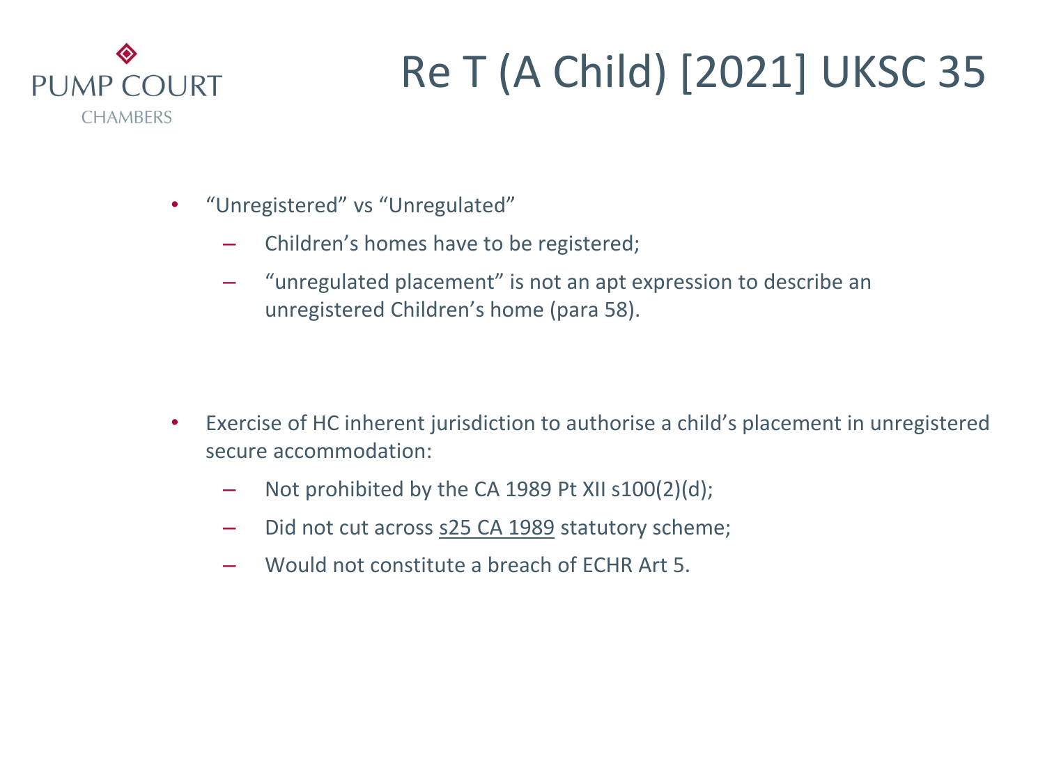# Re T (A Child) [2021] UKSC 35

- "Unregistered" vs "Unregulated"
  - Children's homes have to be registered;
  - "unregulated placement" is not an apt expression to describe an unregistered Children's home (para 58).

- Exercise of HC inherent jurisdiction to authorise a child's placement in unregistered secure accommodation:
  - Not prohibited by the CA 1989 Pt XII s100(2)(d);
  - Did not cut across s25 CA 1989 statutory scheme;
  - Would not constitute a breach of ECHR Art 5.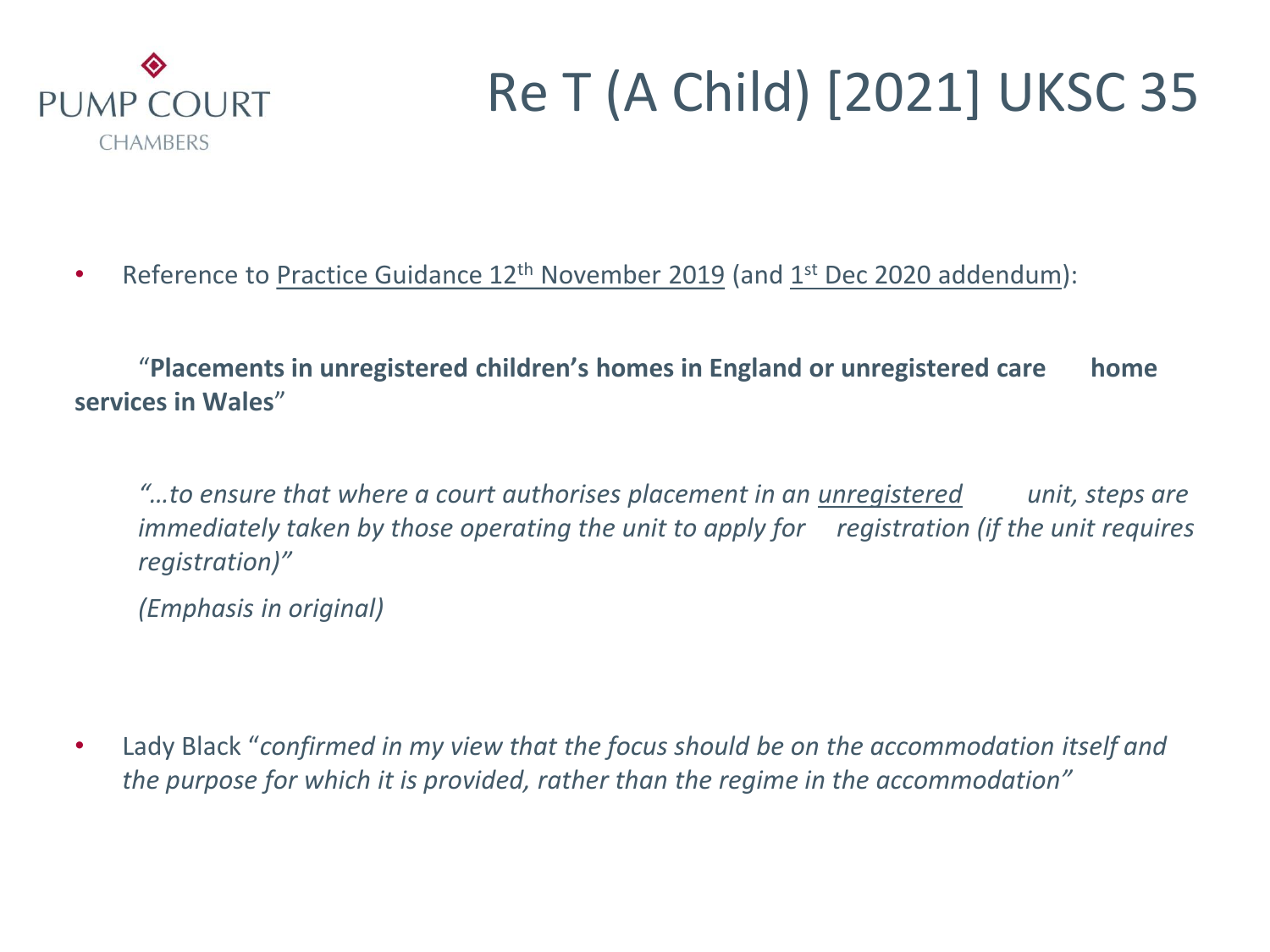# Re T (A Child) [2021] UKSC 35

- Reference to Practice Guidance 12th November 2019 (and 1st Dec 2020 addendum):

"**Placements in unregistered children's homes in England or unregistered care home services in Wales**"

> *"…to ensure that where a court authorises placement in an unregistered unit, steps are immediately taken by those operating the unit to apply for registration (if the unit requires registration)"*
>
> *(Emphasis in original)*

- Lady Black "*confirmed in my view that the focus should be on the accommodation itself and the purpose for which it is provided, rather than the regime in the accommodation"*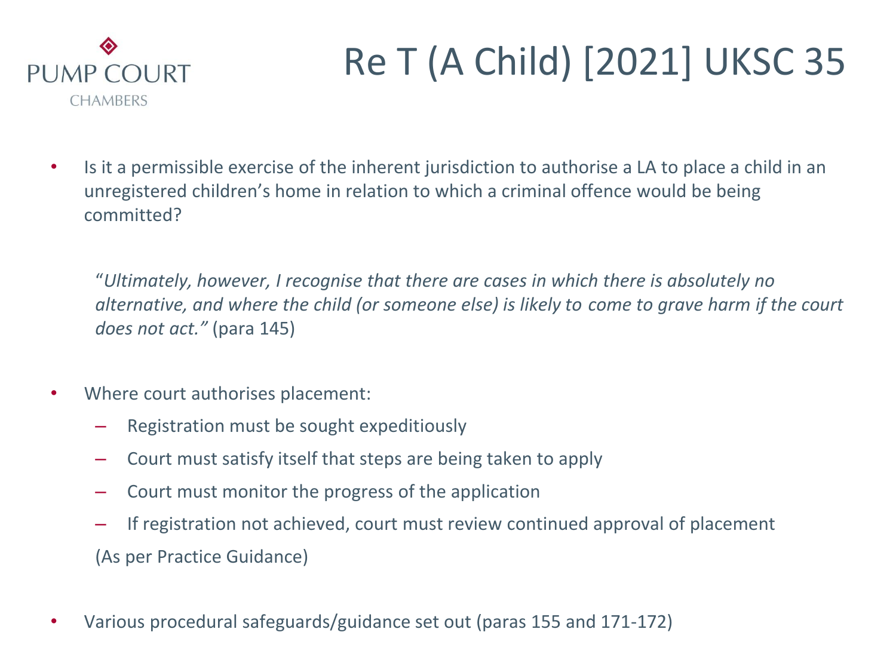# Re T (A Child) [2021] UKSC 35

- Is it a permissible exercise of the inherent jurisdiction to authorise a LA to place a child in an unregistered children's home in relation to which a criminal offence would be being committed?

  "*Ultimately, however, I recognise that there are cases in which there is absolutely no alternative, and where the child (or someone else) is likely to come to grave harm if the court does not act.*" (para 145)

- Where court authorises placement:
  - Registration must be sought expeditiously
  - Court must satisfy itself that steps are being taken to apply
  - Court must monitor the progress of the application
  - If registration not achieved, court must review continued approval of placement

  (As per Practice Guidance)

- Various procedural safeguards/guidance set out (paras 155 and 171-172)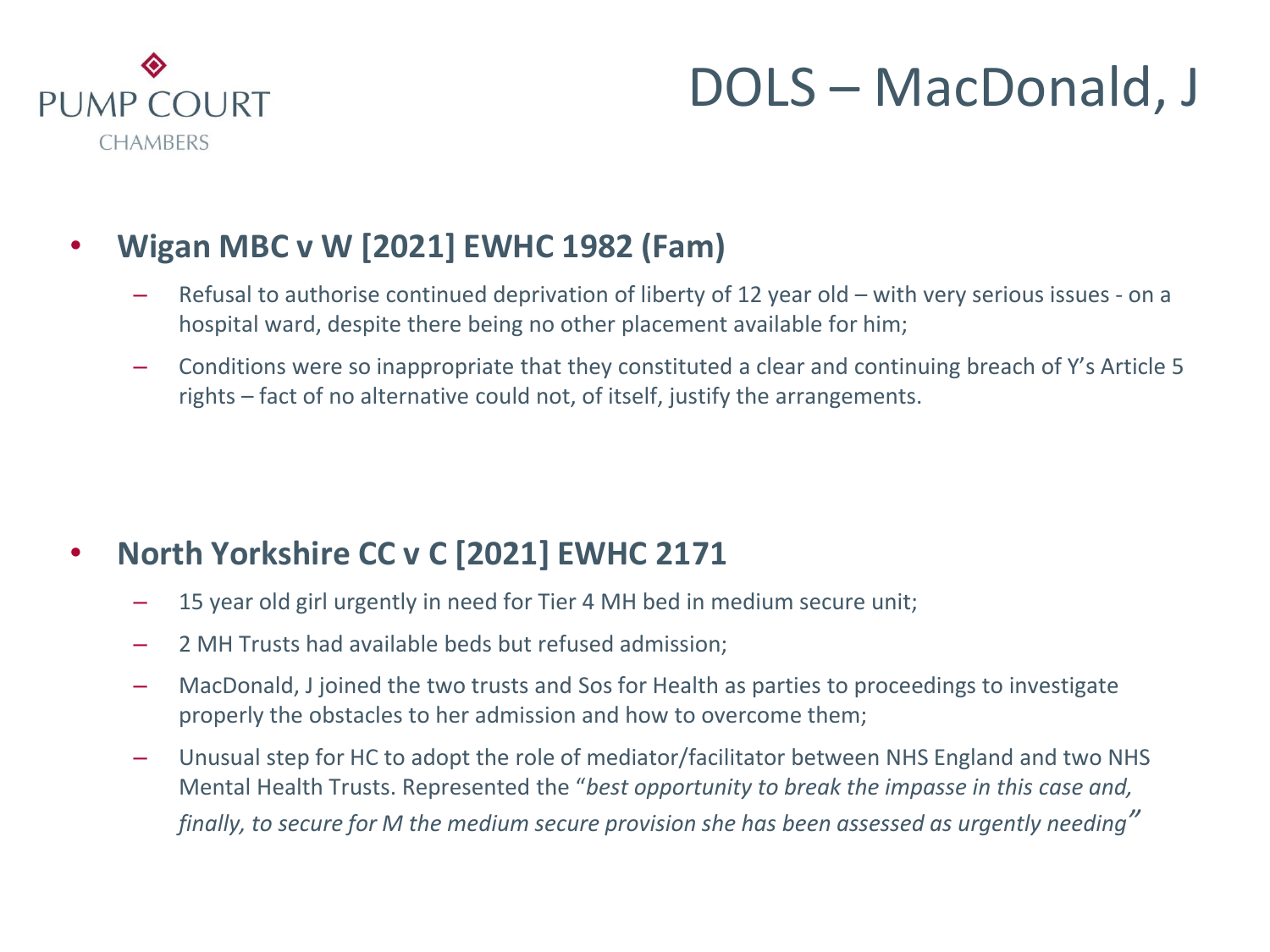# DOLS – MacDonald, J

- **Wigan MBC v W [2021] EWHC 1982 (Fam)**
  - Refusal to authorise continued deprivation of liberty of 12 year old – with very serious issues - on a hospital ward, despite there being no other placement available for him;
  - Conditions were so inappropriate that they constituted a clear and continuing breach of Y's Article 5 rights – fact of no alternative could not, of itself, justify the arrangements.

- **North Yorkshire CC v C [2021] EWHC 2171**
  - 15 year old girl urgently in need for Tier 4 MH bed in medium secure unit;
  - 2 MH Trusts had available beds but refused admission;
  - MacDonald, J joined the two trusts and Sos for Health as parties to proceedings to investigate properly the obstacles to her admission and how to overcome them;
  - Unusual step for HC to adopt the role of mediator/facilitator between NHS England and two NHS Mental Health Trusts. Represented the "*best opportunity to break the impasse in this case and, finally, to secure for M the medium secure provision she has been assessed as urgently needing*"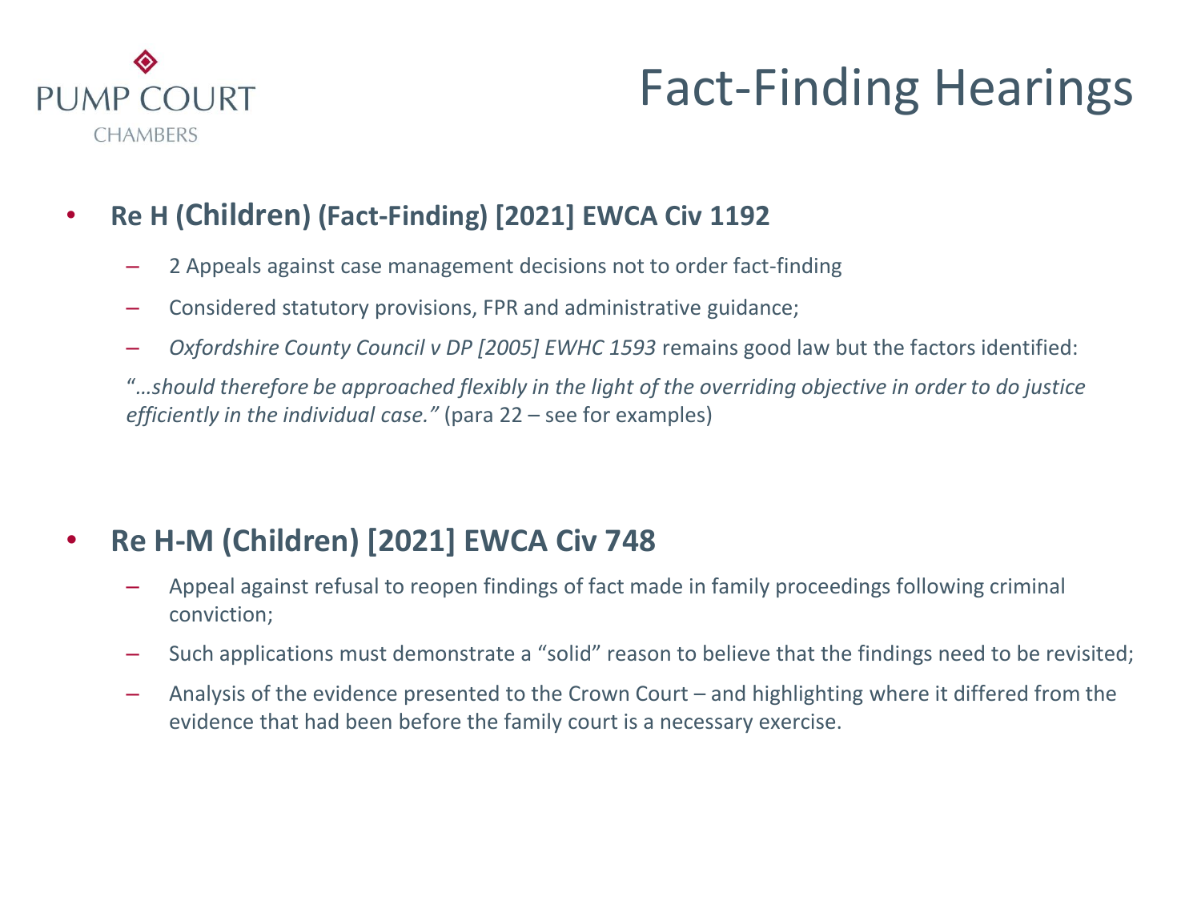# Fact-Finding Hearings

- **Re H (Children) (Fact-Finding) [2021] EWCA Civ 1192**
  - 2 Appeals against case management decisions not to order fact-finding
  - Considered statutory provisions, FPR and administrative guidance;
  - *Oxfordshire County Council v DP [2005] EWHC 1593* remains good law but the factors identified:

  "*…should therefore be approached flexibly in the light of the overriding objective in order to do justice efficiently in the individual case."* (para 22 – see for examples)

- **Re H-M (Children) [2021] EWCA Civ 748**
  - Appeal against refusal to reopen findings of fact made in family proceedings following criminal conviction;
  - Such applications must demonstrate a "solid" reason to believe that the findings need to be revisited;
  - Analysis of the evidence presented to the Crown Court – and highlighting where it differed from the evidence that had been before the family court is a necessary exercise.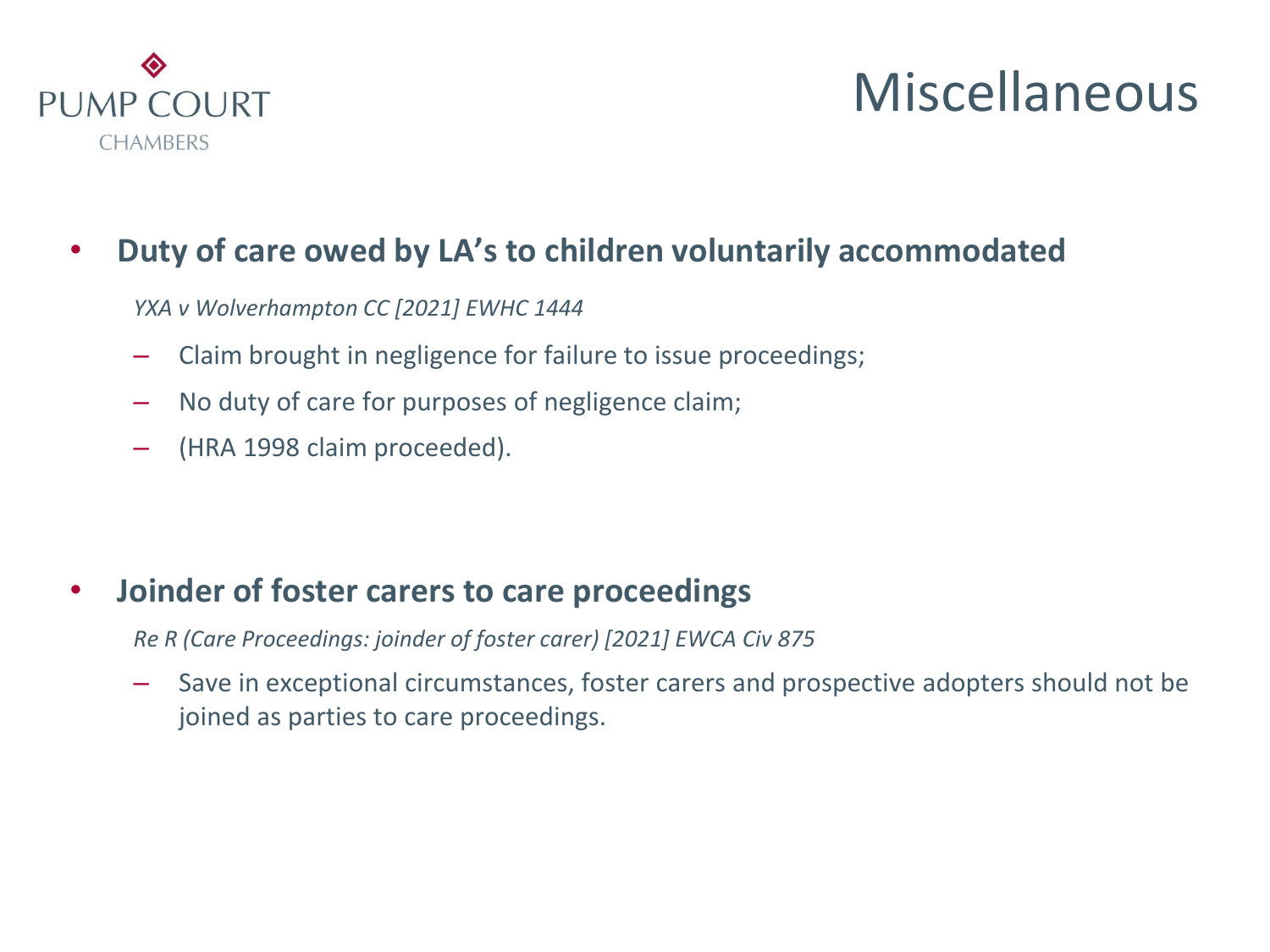# Miscellaneous

- **Duty of care owed by LA's to children voluntarily accommodated**

  *YXA v Wolverhampton CC [2021] EWHC 1444*

  - Claim brought in negligence for failure to issue proceedings;
  - No duty of care for purposes of negligence claim;
  - (HRA 1998 claim proceeded).

- **Joinder of foster carers to care proceedings**

  *Re R (Care Proceedings: joinder of foster carer) [2021] EWCA Civ 875*

  - Save in exceptional circumstances, foster carers and prospective adopters should not be joined as parties to care proceedings.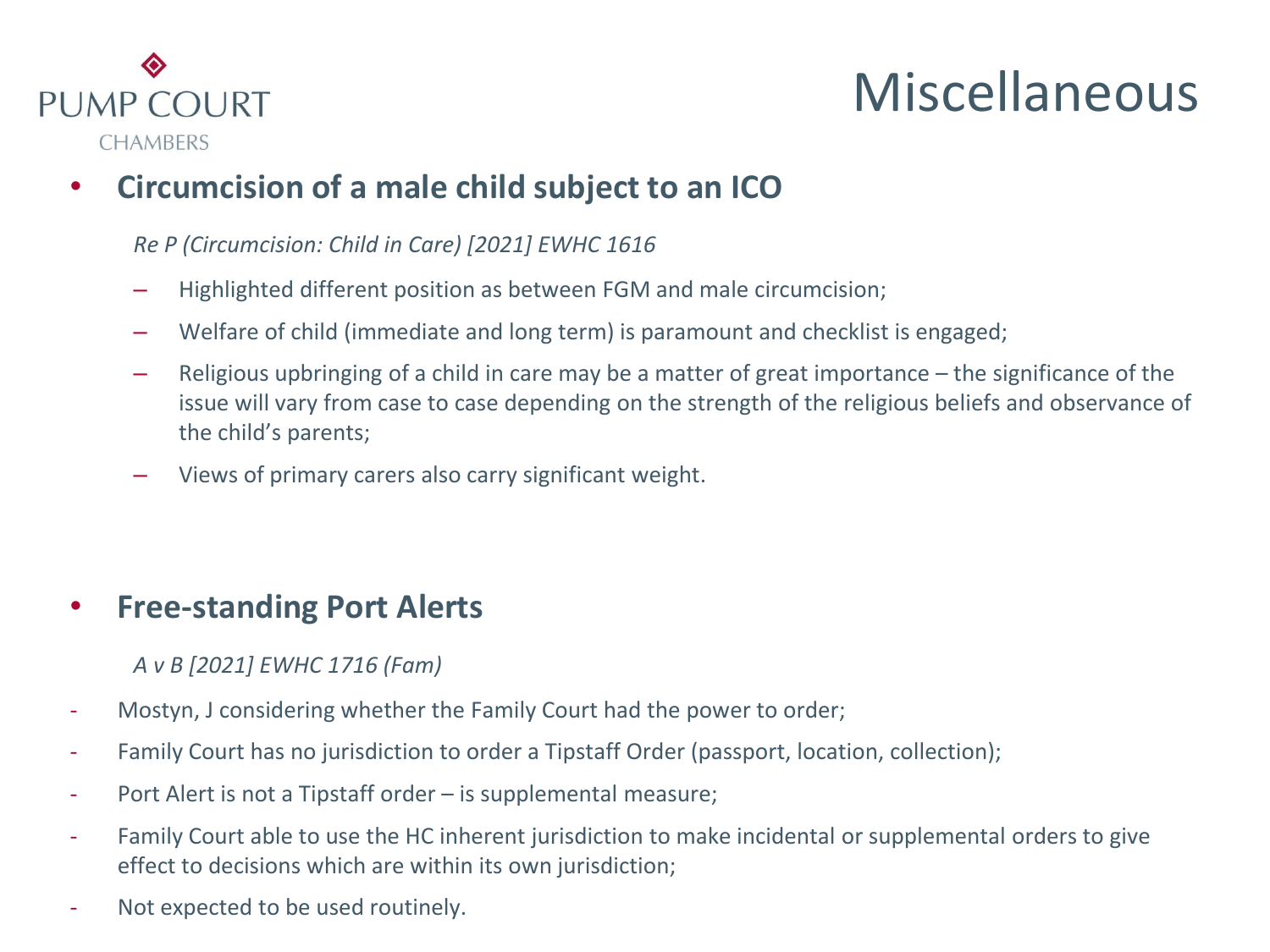# Miscellaneous

- **Circumcision of a male child subject to an ICO**

  *Re P (Circumcision: Child in Care) [2021] EWHC 1616*

  - Highlighted different position as between FGM and male circumcision;
  - Welfare of child (immediate and long term) is paramount and checklist is engaged;
  - Religious upbringing of a child in care may be a matter of great importance – the significance of the issue will vary from case to case depending on the strength of the religious beliefs and observance of the child's parents;
  - Views of primary carers also carry significant weight.

- **Free-standing Port Alerts**

  *A v B [2021] EWHC 1716 (Fam)*

- Mostyn, J considering whether the Family Court had the power to order;
- Family Court has no jurisdiction to order a Tipstaff Order (passport, location, collection);
- Port Alert is not a Tipstaff order – is supplemental measure;
- Family Court able to use the HC inherent jurisdiction to make incidental or supplemental orders to give effect to decisions which are within its own jurisdiction;
- Not expected to be used routinely.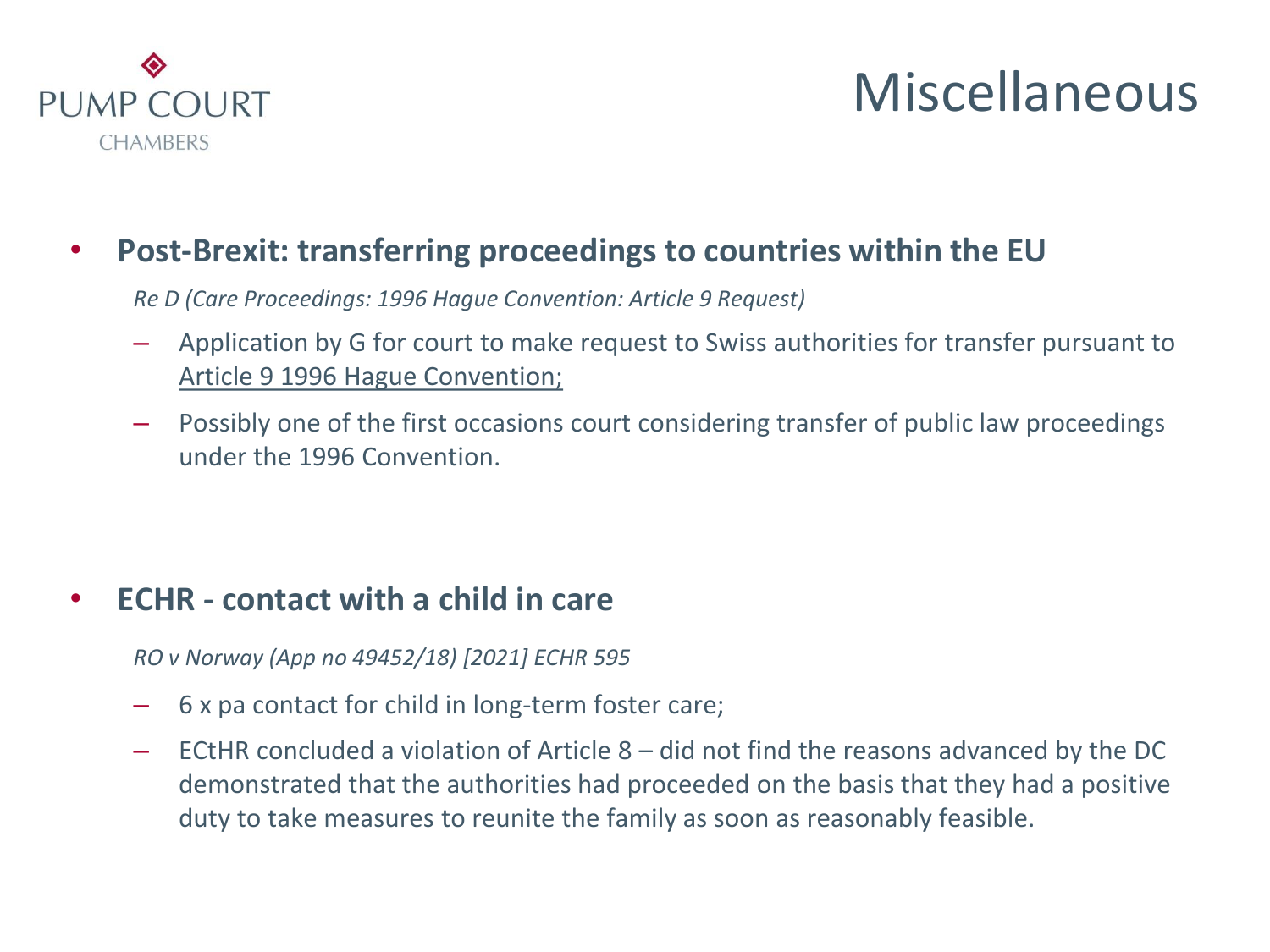# Miscellaneous

- **Post-Brexit: transferring proceedings to countries within the EU**

  *Re D (Care Proceedings: 1996 Hague Convention: Article 9 Request)*

  - Application by G for court to make request to Swiss authorities for transfer pursuant to Article 9 1996 Hague Convention;
  - Possibly one of the first occasions court considering transfer of public law proceedings under the 1996 Convention.

- **ECHR - contact with a child in care**

  *RO v Norway (App no 49452/18) [2021] ECHR 595*

  - 6 x pa contact for child in long-term foster care;
  - ECtHR concluded a violation of Article 8 – did not find the reasons advanced by the DC demonstrated that the authorities had proceeded on the basis that they had a positive duty to take measures to reunite the family as soon as reasonably feasible.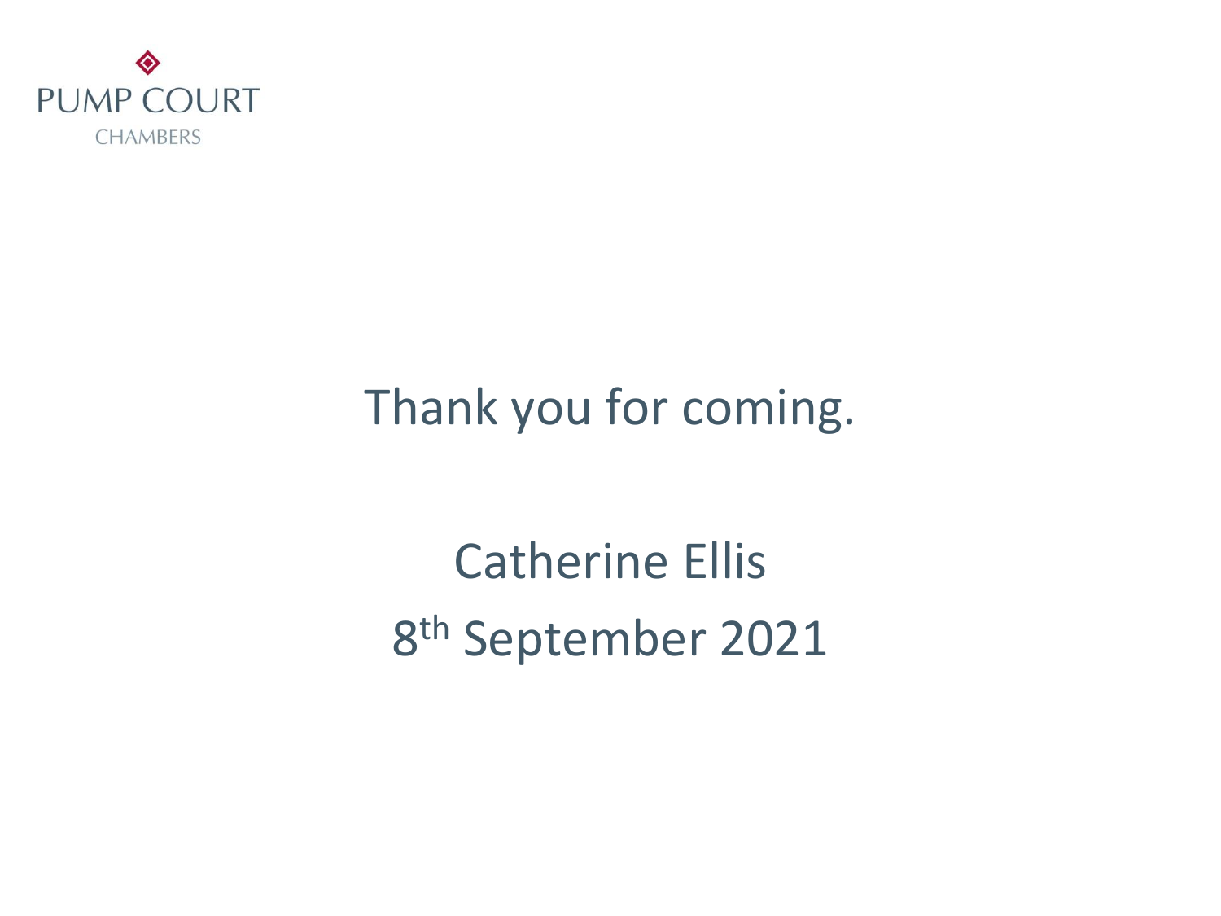PUMP COURT
CHAMBERS

Thank you for coming.

Catherine Ellis

8th September 2021